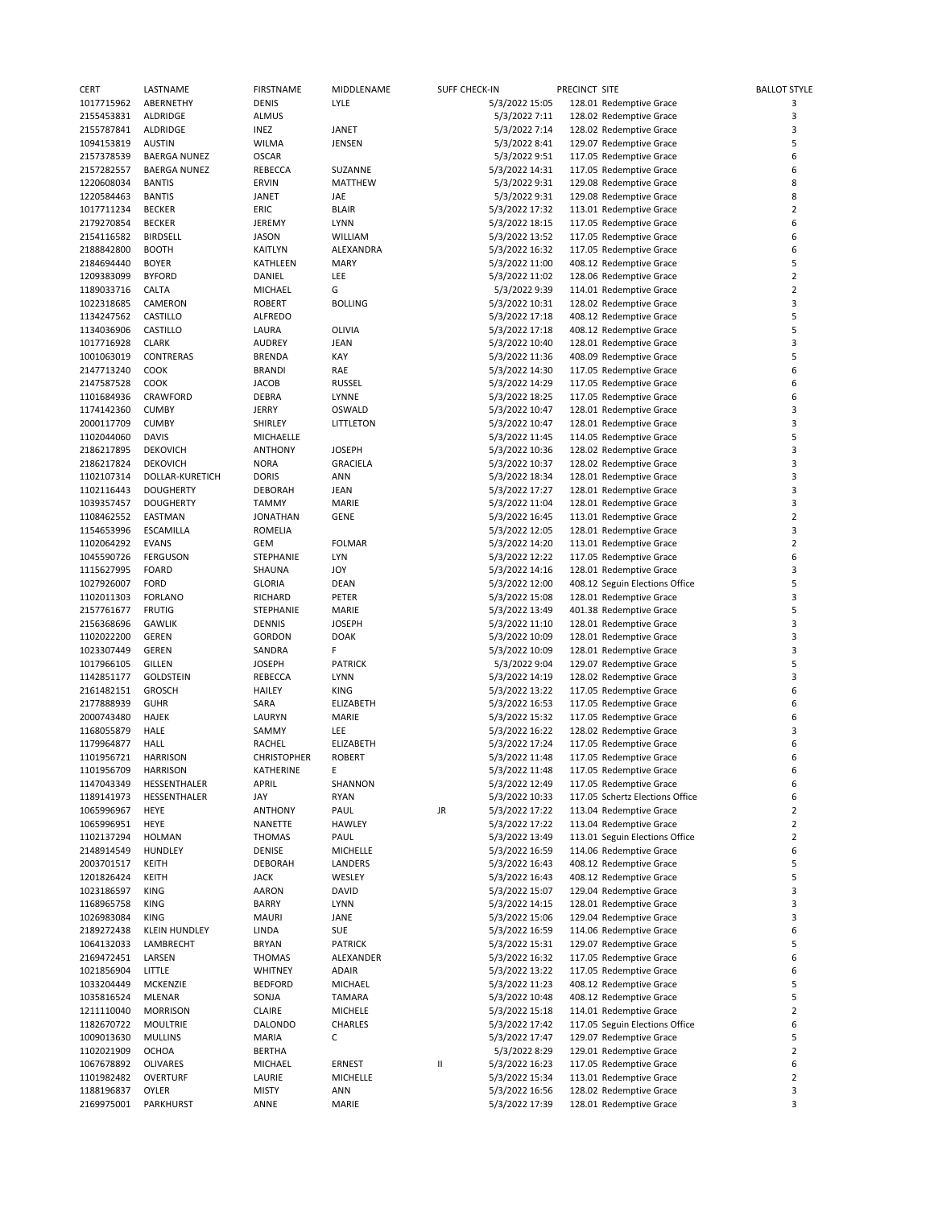| CERT | LASTNAME | FIRSTNAME | MIDDLENAME | SUFF | CHECK-IN | PRECINCT | SITE | BALLOT STYLE |
|---|---|---|---|---|---|---|---|---|
| 1017715962 | ABERNETHY | DENIS | LYLE | | 5/3/2022 15:05 | 128.01 | Redemptive Grace | 3 |
| 2155453831 | ALDRIDGE | ALMUS | | | 5/3/2022 7:11 | 128.02 | Redemptive Grace | 3 |
| 2155787841 | ALDRIDGE | INEZ | JANET | | 5/3/2022 7:14 | 128.02 | Redemptive Grace | 3 |
| 1094153819 | AUSTIN | WILMA | JENSEN | | 5/3/2022 8:41 | 129.07 | Redemptive Grace | 5 |
| 2157378539 | BAERGA NUNEZ | OSCAR | | | 5/3/2022 9:51 | 117.05 | Redemptive Grace | 6 |
| 2157282557 | BAERGA NUNEZ | REBECCA | SUZANNE | | 5/3/2022 14:31 | 117.05 | Redemptive Grace | 6 |
| 1220608034 | BANTIS | ERVIN | MATTHEW | | 5/3/2022 9:31 | 129.08 | Redemptive Grace | 8 |
| 1220584463 | BANTIS | JANET | JAE | | 5/3/2022 9:31 | 129.08 | Redemptive Grace | 8 |
| 1017711234 | BECKER | ERIC | BLAIR | | 5/3/2022 17:32 | 113.01 | Redemptive Grace | 2 |
| 2179270854 | BECKER | JEREMY | LYNN | | 5/3/2022 18:15 | 117.05 | Redemptive Grace | 6 |
| 2154116582 | BIRDSELL | JASON | WILLIAM | | 5/3/2022 13:52 | 117.05 | Redemptive Grace | 6 |
| 2188842800 | BOOTH | KAITLYN | ALEXANDRA | | 5/3/2022 16:32 | 117.05 | Redemptive Grace | 6 |
| 2184694440 | BOYER | KATHLEEN | MARY | | 5/3/2022 11:00 | 408.12 | Redemptive Grace | 5 |
| 1209383099 | BYFORD | DANIEL | LEE | | 5/3/2022 11:02 | 128.06 | Redemptive Grace | 2 |
| 1189033716 | CALTA | MICHAEL | G | | 5/3/2022 9:39 | 114.01 | Redemptive Grace | 2 |
| 1022318685 | CAMERON | ROBERT | BOLLING | | 5/3/2022 10:31 | 128.02 | Redemptive Grace | 3 |
| 1134247562 | CASTILLO | ALFREDO | | | 5/3/2022 17:18 | 408.12 | Redemptive Grace | 5 |
| 1134036906 | CASTILLO | LAURA | OLIVIA | | 5/3/2022 17:18 | 408.12 | Redemptive Grace | 5 |
| 1017716928 | CLARK | AUDREY | JEAN | | 5/3/2022 10:40 | 128.01 | Redemptive Grace | 3 |
| 1001063019 | CONTRERAS | BRENDA | KAY | | 5/3/2022 11:36 | 408.09 | Redemptive Grace | 5 |
| 2147713240 | COOK | BRANDI | RAE | | 5/3/2022 14:30 | 117.05 | Redemptive Grace | 6 |
| 2147587528 | COOK | JACOB | RUSSEL | | 5/3/2022 14:29 | 117.05 | Redemptive Grace | 6 |
| 1101684936 | CRAWFORD | DEBRA | LYNNE | | 5/3/2022 18:25 | 117.05 | Redemptive Grace | 6 |
| 1174142360 | CUMBY | JERRY | OSWALD | | 5/3/2022 10:47 | 128.01 | Redemptive Grace | 3 |
| 2000117709 | CUMBY | SHIRLEY | LITTLETON | | 5/3/2022 10:47 | 128.01 | Redemptive Grace | 3 |
| 1102044060 | DAVIS | MICHAELLE | | | 5/3/2022 11:45 | 114.05 | Redemptive Grace | 5 |
| 2186217895 | DEKOVICH | ANTHONY | JOSEPH | | 5/3/2022 10:36 | 128.02 | Redemptive Grace | 3 |
| 2186217824 | DEKOVICH | NORA | GRACIELA | | 5/3/2022 10:37 | 128.02 | Redemptive Grace | 3 |
| 1102107314 | DOLLAR-KURETICH | DORIS | ANN | | 5/3/2022 18:34 | 128.01 | Redemptive Grace | 3 |
| 1102116443 | DOUGHERTY | DEBORAH | JEAN | | 5/3/2022 17:27 | 128.01 | Redemptive Grace | 3 |
| 1039357457 | DOUGHERTY | TAMMY | MARIE | | 5/3/2022 11:04 | 128.01 | Redemptive Grace | 3 |
| 1108462552 | EASTMAN | JONATHAN | GENE | | 5/3/2022 16:45 | 113.01 | Redemptive Grace | 2 |
| 1154653996 | ESCAMILLA | ROMELIA | | | 5/3/2022 12:05 | 128.01 | Redemptive Grace | 3 |
| 1102064292 | EVANS | GEM | FOLMAR | | 5/3/2022 14:20 | 113.01 | Redemptive Grace | 2 |
| 1045590726 | FERGUSON | STEPHANIE | LYN | | 5/3/2022 12:22 | 117.05 | Redemptive Grace | 6 |
| 1115627995 | FOARD | SHAUNA | JOY | | 5/3/2022 14:16 | 128.01 | Redemptive Grace | 3 |
| 1027926007 | FORD | GLORIA | DEAN | | 5/3/2022 12:00 | 408.12 | Seguin Elections Office | 5 |
| 1102011303 | FORLANO | RICHARD | PETER | | 5/3/2022 15:08 | 128.01 | Redemptive Grace | 3 |
| 2157761677 | FRUTIG | STEPHANIE | MARIE | | 5/3/2022 13:49 | 401.38 | Redemptive Grace | 5 |
| 2156368696 | GAWLIK | DENNIS | JOSEPH | | 5/3/2022 11:10 | 128.01 | Redemptive Grace | 3 |
| 1102022200 | GEREN | GORDON | DOAK | | 5/3/2022 10:09 | 128.01 | Redemptive Grace | 3 |
| 1023307449 | GEREN | SANDRA | F | | 5/3/2022 10:09 | 128.01 | Redemptive Grace | 3 |
| 1017966105 | GILLEN | JOSEPH | PATRICK | | 5/3/2022 9:04 | 129.07 | Redemptive Grace | 5 |
| 1142851177 | GOLDSTEIN | REBECCA | LYNN | | 5/3/2022 14:19 | 128.02 | Redemptive Grace | 3 |
| 2161482151 | GROSCH | HAILEY | KING | | 5/3/2022 13:22 | 117.05 | Redemptive Grace | 6 |
| 2177888939 | GUHR | SARA | ELIZABETH | | 5/3/2022 16:53 | 117.05 | Redemptive Grace | 6 |
| 2000743480 | HAJEK | LAURYN | MARIE | | 5/3/2022 15:32 | 117.05 | Redemptive Grace | 6 |
| 1168055879 | HALE | SAMMY | LEE | | 5/3/2022 16:22 | 128.02 | Redemptive Grace | 3 |
| 1179964877 | HALL | RACHEL | ELIZABETH | | 5/3/2022 17:24 | 117.05 | Redemptive Grace | 6 |
| 1101956721 | HARRISON | CHRISTOPHER | ROBERT | | 5/3/2022 11:48 | 117.05 | Redemptive Grace | 6 |
| 1101956709 | HARRISON | KATHERINE | E | | 5/3/2022 11:48 | 117.05 | Redemptive Grace | 6 |
| 1147043349 | HESSENTHALER | APRIL | SHANNON | | 5/3/2022 12:49 | 117.05 | Redemptive Grace | 6 |
| 1189141973 | HESSENTHALER | JAY | RYAN | | 5/3/2022 10:33 | 117.05 | Schertz Elections Office | 6 |
| 1065996967 | HEYE | ANTHONY | PAUL | JR | 5/3/2022 17:22 | 113.04 | Redemptive Grace | 2 |
| 1065996951 | HEYE | NANETTE | HAWLEY | | 5/3/2022 17:22 | 113.04 | Redemptive Grace | 2 |
| 1102137294 | HOLMAN | THOMAS | PAUL | | 5/3/2022 13:49 | 113.01 | Seguin Elections Office | 2 |
| 2148914549 | HUNDLEY | DENISE | MICHELLE | | 5/3/2022 16:59 | 114.06 | Redemptive Grace | 6 |
| 2003701517 | KEITH | DEBORAH | LANDERS | | 5/3/2022 16:43 | 408.12 | Redemptive Grace | 5 |
| 1201826424 | KEITH | JACK | WESLEY | | 5/3/2022 16:43 | 408.12 | Redemptive Grace | 5 |
| 1023186597 | KING | AARON | DAVID | | 5/3/2022 15:07 | 129.04 | Redemptive Grace | 3 |
| 1168965758 | KING | BARRY | LYNN | | 5/3/2022 14:15 | 128.01 | Redemptive Grace | 3 |
| 1026983084 | KING | MAURI | JANE | | 5/3/2022 15:06 | 129.04 | Redemptive Grace | 3 |
| 2189272438 | KLEIN HUNDLEY | LINDA | SUE | | 5/3/2022 16:59 | 114.06 | Redemptive Grace | 6 |
| 1064132033 | LAMBRECHT | BRYAN | PATRICK | | 5/3/2022 15:31 | 129.07 | Redemptive Grace | 5 |
| 2169472451 | LARSEN | THOMAS | ALEXANDER | | 5/3/2022 16:32 | 117.05 | Redemptive Grace | 6 |
| 1021856904 | LITTLE | WHITNEY | ADAIR | | 5/3/2022 13:22 | 117.05 | Redemptive Grace | 6 |
| 1033204449 | MCKENZIE | BEDFORD | MICHAEL | | 5/3/2022 11:23 | 408.12 | Redemptive Grace | 5 |
| 1035816524 | MLENAR | SONJA | TAMARA | | 5/3/2022 10:48 | 408.12 | Redemptive Grace | 5 |
| 1211110040 | MORRISON | CLAIRE | MICHELE | | 5/3/2022 15:18 | 114.01 | Redemptive Grace | 2 |
| 1182670722 | MOULTRIE | DALONDO | CHARLES | | 5/3/2022 17:42 | 117.05 | Seguin Elections Office | 6 |
| 1009013630 | MULLINS | MARIA | C | | 5/3/2022 17:47 | 129.07 | Redemptive Grace | 5 |
| 1102021909 | OCHOA | BERTHA | | | 5/3/2022 8:29 | 129.01 | Redemptive Grace | 2 |
| 1067678892 | OLIVARES | MICHAEL | ERNEST | II | 5/3/2022 16:23 | 117.05 | Redemptive Grace | 6 |
| 1101982482 | OVERTURF | LAURIE | MICHELLE | | 5/3/2022 15:34 | 113.01 | Redemptive Grace | 2 |
| 1188196837 | OYLER | MISTY | ANN | | 5/3/2022 16:56 | 128.02 | Redemptive Grace | 3 |
| 2169975001 | PARKHURST | ANNE | MARIE | | 5/3/2022 17:39 | 128.01 | Redemptive Grace | 3 |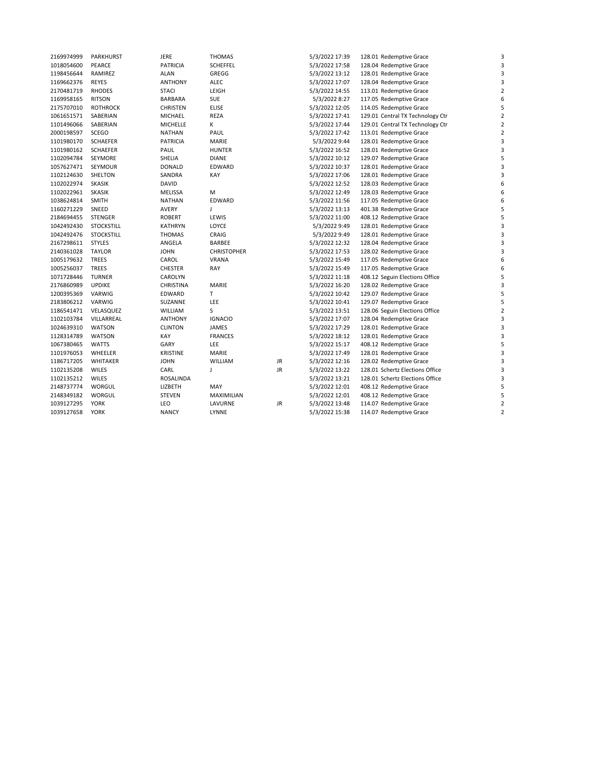| | | | | | | | |
|---|---|---|---|---|---|---|---|
| 2169974999 | PARKHURST | JERE | THOMAS | | 5/3/2022 17:39 | 128.01 Redemptive Grace | 3 |
| 1018054600 | PEARCE | PATRICIA | SCHEFFEL | | 5/3/2022 17:58 | 128.04 Redemptive Grace | 3 |
| 1198456644 | RAMIREZ | ALAN | GREGG | | 5/3/2022 13:12 | 128.01 Redemptive Grace | 3 |
| 1169662376 | REYES | ANTHONY | ALEC | | 5/3/2022 17:07 | 128.04 Redemptive Grace | 3 |
| 2170481719 | RHODES | STACI | LEIGH | | 5/3/2022 14:55 | 113.01 Redemptive Grace | 2 |
| 1169958165 | RITSON | BARBARA | SUE | | 5/3/2022 8:27 | 117.05 Redemptive Grace | 6 |
| 2175707010 | ROTHROCK | CHRISTEN | ELISE | | 5/3/2022 12:05 | 114.05 Redemptive Grace | 5 |
| 1061651571 | SABERIAN | MICHAEL | REZA | | 5/3/2022 17:41 | 129.01 Central TX Technology Ctr | 2 |
| 1101496066 | SABERIAN | MICHELLE | K | | 5/3/2022 17:44 | 129.01 Central TX Technology Ctr | 2 |
| 2000198597 | SCEGO | NATHAN | PAUL | | 5/3/2022 17:42 | 113.01 Redemptive Grace | 2 |
| 1101980170 | SCHAEFER | PATRICIA | MARIE | | 5/3/2022 9:44 | 128.01 Redemptive Grace | 3 |
| 1101980162 | SCHAEFER | PAUL | HUNTER | | 5/3/2022 16:52 | 128.01 Redemptive Grace | 3 |
| 1102094784 | SEYMORE | SHELIA | DIANE | | 5/3/2022 10:12 | 129.07 Redemptive Grace | 5 |
| 1057627471 | SEYMOUR | DONALD | EDWARD | | 5/3/2022 10:37 | 128.01 Redemptive Grace | 3 |
| 1102124630 | SHELTON | SANDRA | KAY | | 5/3/2022 17:06 | 128.01 Redemptive Grace | 3 |
| 1102022974 | SKASIK | DAVID | | | 5/3/2022 12:52 | 128.03 Redemptive Grace | 6 |
| 1102022961 | SKASIK | MELISSA | M | | 5/3/2022 12:49 | 128.03 Redemptive Grace | 6 |
| 1038624814 | SMITH | NATHAN | EDWARD | | 5/3/2022 11:56 | 117.05 Redemptive Grace | 6 |
| 1160271229 | SNEED | AVERY | J | | 5/3/2022 13:13 | 401.38 Redemptive Grace | 5 |
| 2184694455 | STENGER | ROBERT | LEWIS | | 5/3/2022 11:00 | 408.12 Redemptive Grace | 5 |
| 1042492430 | STOCKSTILL | KATHRYN | LOYCE | | 5/3/2022 9:49 | 128.01 Redemptive Grace | 3 |
| 1042492476 | STOCKSTILL | THOMAS | CRAIG | | 5/3/2022 9:49 | 128.01 Redemptive Grace | 3 |
| 2167298611 | STYLES | ANGELA | BARBEE | | 5/3/2022 12:32 | 128.04 Redemptive Grace | 3 |
| 2140361028 | TAYLOR | JOHN | CHRISTOPHER | | 5/3/2022 17:53 | 128.02 Redemptive Grace | 3 |
| 1005179632 | TREES | CAROL | VRANA | | 5/3/2022 15:49 | 117.05 Redemptive Grace | 6 |
| 1005256037 | TREES | CHESTER | RAY | | 5/3/2022 15:49 | 117.05 Redemptive Grace | 6 |
| 1071728446 | TURNER | CAROLYN | | | 5/3/2022 11:18 | 408.12 Seguin Elections Office | 5 |
| 2176860989 | UPDIKE | CHRISTINA | MARIE | | 5/3/2022 16:20 | 128.02 Redemptive Grace | 3 |
| 1200395369 | VARWIG | EDWARD | T | | 5/3/2022 10:42 | 129.07 Redemptive Grace | 5 |
| 2183806212 | VARWIG | SUZANNE | LEE | | 5/3/2022 10:41 | 129.07 Redemptive Grace | 5 |
| 1186541471 | VELASQUEZ | WILLIAM | S | | 5/3/2022 13:51 | 128.06 Seguin Elections Office | 2 |
| 1102103784 | VILLARREAL | ANTHONY | IGNACIO | | 5/3/2022 17:07 | 128.04 Redemptive Grace | 3 |
| 1024639310 | WATSON | CLINTON | JAMES | | 5/3/2022 17:29 | 128.01 Redemptive Grace | 3 |
| 1128314789 | WATSON | KAY | FRANCES | | 5/3/2022 18:12 | 128.01 Redemptive Grace | 3 |
| 1067380465 | WATTS | GARY | LEE | | 5/3/2022 15:17 | 408.12 Redemptive Grace | 5 |
| 1101976053 | WHEELER | KRISTINE | MARIE | | 5/3/2022 17:49 | 128.01 Redemptive Grace | 3 |
| 1186717205 | WHITAKER | JOHN | WILLIAM | JR | 5/3/2022 12:16 | 128.02 Redemptive Grace | 3 |
| 1102135208 | WILES | CARL | J | JR | 5/3/2022 13:22 | 128.01 Schertz Elections Office | 3 |
| 1102135212 | WILES | ROSALINDA | | | 5/3/2022 13:21 | 128.01 Schertz Elections Office | 3 |
| 2148737774 | WORGUL | LIZBETH | MAY | | 5/3/2022 12:01 | 408.12 Redemptive Grace | 5 |
| 2148349182 | WORGUL | STEVEN | MAXIMILIAN | | 5/3/2022 12:01 | 408.12 Redemptive Grace | 5 |
| 1039127295 | YORK | LEO | LAVURNE | JR | 5/3/2022 13:48 | 114.07 Redemptive Grace | 2 |
| 1039127658 | YORK | NANCY | LYNNE | | 5/3/2022 15:38 | 114.07 Redemptive Grace | 2 |